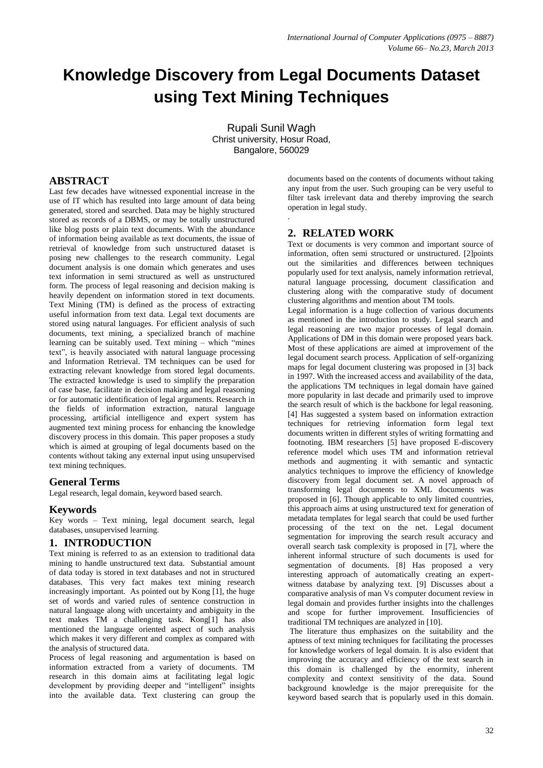# Knowledge Discovery from Legal Documents Dataset using Text Mining Techniques

Rupali Sunil Wagh
Christ university, Hosur Road,
Bangalore, 560029

## ABSTRACT

Last few decades have witnessed exponential increase in the use of IT which has resulted into large amount of data being generated, stored and searched. Data may be highly structured stored as records of a DBMS, or may be totally unstructured like blog posts or plain text documents. With the abundance of information being available as text documents, the issue of retrieval of knowledge from such unstructured dataset is posing new challenges to the research community. Legal document analysis is one domain which generates and uses text information in semi structured as well as unstructured form. The process of legal reasoning and decision making is heavily dependent on information stored in text documents. Text Mining (TM) is defined as the process of extracting useful information from text data. Legal text documents are stored using natural languages. For efficient analysis of such documents, text mining, a specialized branch of machine learning can be suitably used. Text mining – which "mines text", is heavily associated with natural language processing and Information Retrieval. TM techniques can be used for extracting relevant knowledge from stored legal documents. The extracted knowledge is used to simplify the preparation of case base, facilitate in decision making and legal reasoning or for automatic identification of legal arguments. Research in the fields of information extraction, natural language processing, artificial intelligence and expert system has augmented text mining process for enhancing the knowledge discovery process in this domain. This paper proposes a study which is aimed at grouping of legal documents based on the contents without taking any external input using unsupervised text mining techniques.

### General Terms

Legal research, legal domain, keyword based search.

### Keywords

Key words – Text mining, legal document search, legal databases, unsupervised learning.

## 1. INTRODUCTION

Text mining is referred to as an extension to traditional data mining to handle unstructured text data. Substantial amount of data today is stored in text databases and not in structured databases. This very fact makes text mining research increasingly important. As pointed out by Kong [1], the huge set of words and varied rules of sentence construction in natural language along with uncertainty and ambiguity in the text makes TM a challenging task. Kong[1] has also mentioned the language oriented aspect of such analysis which makes it very different and complex as compared with the analysis of structured data.

Process of legal reasoning and argumentation is based on information extracted from a variety of documents. TM research in this domain aims at facilitating legal logic development by providing deeper and "intelligent" insights into the available data. Text clustering can group the documents based on the contents of documents without taking any input from the user. Such grouping can be very useful to filter task irrelevant data and thereby improving the search operation in legal study.

.

## 2. RELATED WORK

Text or documents is very common and important source of information, often semi structured or unstructured. [2]points out the similarities and differences between techniques popularly used for text analysis, namely information retrieval, natural language processing, document classification and clustering along with the comparative study of document clustering algorithms and mention about TM tools.

Legal information is a huge collection of various documents as mentioned in the introduction to study. Legal search and legal reasoning are two major processes of legal domain. Applications of DM in this domain were proposed years back. Most of these applications are aimed at improvement of the legal document search process. Application of self-organizing maps for legal document clustering was proposed in [3] back in 1997. With the increased access and availability of the data, the applications TM techniques in legal domain have gained more popularity in last decade and primarily used to improve the search result of which is the backbone for legal reasoning. [4] Has suggested a system based on information extraction techniques for retrieving information form legal text documents written in different styles of writing formatting and footnoting. IBM researchers [5] have proposed E-discovery reference model which uses TM and information retrieval methods and augmenting it with semantic and syntactic analytics techniques to improve the efficiency of knowledge discovery from legal document set. A novel approach of transforming legal documents to XML documents was proposed in [6]. Though applicable to only limited countries, this approach aims at using unstructured text for generation of metadata templates for legal search that could be used further processing of the text on the net. Legal document segmentation for improving the search result accuracy and overall search task complexity is proposed in [7], where the inherent informal structure of such documents is used for segmentation of documents. [8] Has proposed a very interesting approach of automatically creating an expert-witness database by analyzing text. [9] Discusses about a comparative analysis of man Vs computer document review in legal domain and provides further insights into the challenges and scope for further improvement. Insufficiencies of traditional TM techniques are analyzed in [10].

The literature thus emphasizes on the suitability and the aptness of text mining techniques for facilitating the processes for knowledge workers of legal domain. It is also evident that improving the accuracy and efficiency of the text search in this domain is challenged by the enormity, inherent complexity and context sensitivity of the data. Sound background knowledge is the major prerequisite for the keyword based search that is popularly used in this domain.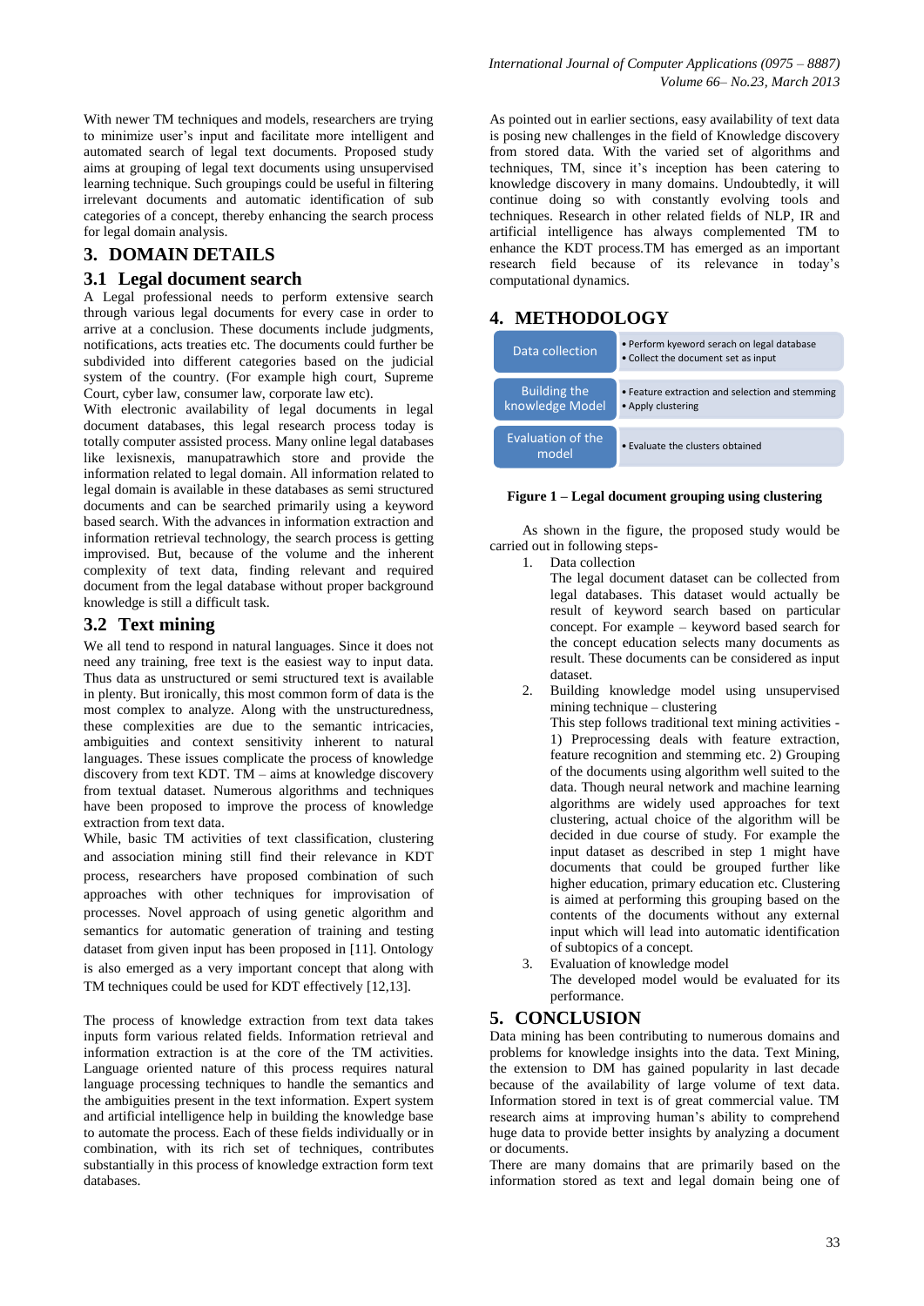With newer TM techniques and models, researchers are trying to minimize user's input and facilitate more intelligent and automated search of legal text documents. Proposed study aims at grouping of legal text documents using unsupervised learning technique. Such groupings could be useful in filtering irrelevant documents and automatic identification of sub categories of a concept, thereby enhancing the search process for legal domain analysis.

## 3. DOMAIN DETAILS

### 3.1 Legal document search

A Legal professional needs to perform extensive search through various legal documents for every case in order to arrive at a conclusion. These documents include judgments, notifications, acts treaties etc. The documents could further be subdivided into different categories based on the judicial system of the country. (For example high court, Supreme Court, cyber law, consumer law, corporate law etc).

With electronic availability of legal documents in legal document databases, this legal research process today is totally computer assisted process. Many online legal databases like lexisnexis, manupatrawhich store and provide the information related to legal domain. All information related to legal domain is available in these databases as semi structured documents and can be searched primarily using a keyword based search. With the advances in information extraction and information retrieval technology, the search process is getting improvised. But, because of the volume and the inherent complexity of text data, finding relevant and required document from the legal database without proper background knowledge is still a difficult task.

### 3.2 Text mining

We all tend to respond in natural languages. Since it does not need any training, free text is the easiest way to input data. Thus data as unstructured or semi structured text is available in plenty. But ironically, this most common form of data is the most complex to analyze. Along with the unstructuredness, these complexities are due to the semantic intricacies, ambiguities and context sensitivity inherent to natural languages. These issues complicate the process of knowledge discovery from text KDT. TM – aims at knowledge discovery from textual dataset. Numerous algorithms and techniques have been proposed to improve the process of knowledge extraction from text data.

While, basic TM activities of text classification, clustering and association mining still find their relevance in KDT process, researchers have proposed combination of such approaches with other techniques for improvisation of processes. Novel approach of using genetic algorithm and semantics for automatic generation of training and testing dataset from given input has been proposed in [11]. Ontology is also emerged as a very important concept that along with TM techniques could be used for KDT effectively [12,13].

The process of knowledge extraction from text data takes inputs form various related fields. Information retrieval and information extraction is at the core of the TM activities. Language oriented nature of this process requires natural language processing techniques to handle the semantics and the ambiguities present in the text information. Expert system and artificial intelligence help in building the knowledge base to automate the process. Each of these fields individually or in combination, with its rich set of techniques, contributes substantially in this process of knowledge extraction form text databases.

As pointed out in earlier sections, easy availability of text data is posing new challenges in the field of Knowledge discovery from stored data. With the varied set of algorithms and techniques, TM, since it's inception has been catering to knowledge discovery in many domains. Undoubtedly, it will continue doing so with constantly evolving tools and techniques. Research in other related fields of NLP, IR and artificial intelligence has always complemented TM to enhance the KDT process.TM has emerged as an important research field because of its relevance in today's computational dynamics.

## 4. METHODOLOGY

| | |
|---|---|
| Data collection | • Perform kyeword serach on legal database<br>• Collect the document set as input |
| Building the knowledge Model | • Feature extraction and selection and stemming<br>• Apply clustering |
| Evaluation of the model | • Evaluate the clusters obtained |

**Figure 1 – Legal document grouping using clustering**

As shown in the figure, the proposed study would be carried out in following steps-

1. Data collection

   The legal document dataset can be collected from legal databases. This dataset would actually be result of keyword search based on particular concept. For example – keyword based search for the concept education selects many documents as result. These documents can be considered as input dataset.

2. Building knowledge model using unsupervised mining technique – clustering

   This step follows traditional text mining activities - 1) Preprocessing deals with feature extraction, feature recognition and stemming etc. 2) Grouping of the documents using algorithm well suited to the data. Though neural network and machine learning algorithms are widely used approaches for text clustering, actual choice of the algorithm will be decided in due course of study. For example the input dataset as described in step 1 might have documents that could be grouped further like higher education, primary education etc. Clustering is aimed at performing this grouping based on the contents of the documents without any external input which will lead into automatic identification of subtopics of a concept.

3. Evaluation of knowledge model

   The developed model would be evaluated for its performance.

## 5. CONCLUSION

Data mining has been contributing to numerous domains and problems for knowledge insights into the data. Text Mining, the extension to DM has gained popularity in last decade because of the availability of large volume of text data. Information stored in text is of great commercial value. TM research aims at improving human's ability to comprehend huge data to provide better insights by analyzing a document or documents.

There are many domains that are primarily based on the information stored as text and legal domain being one of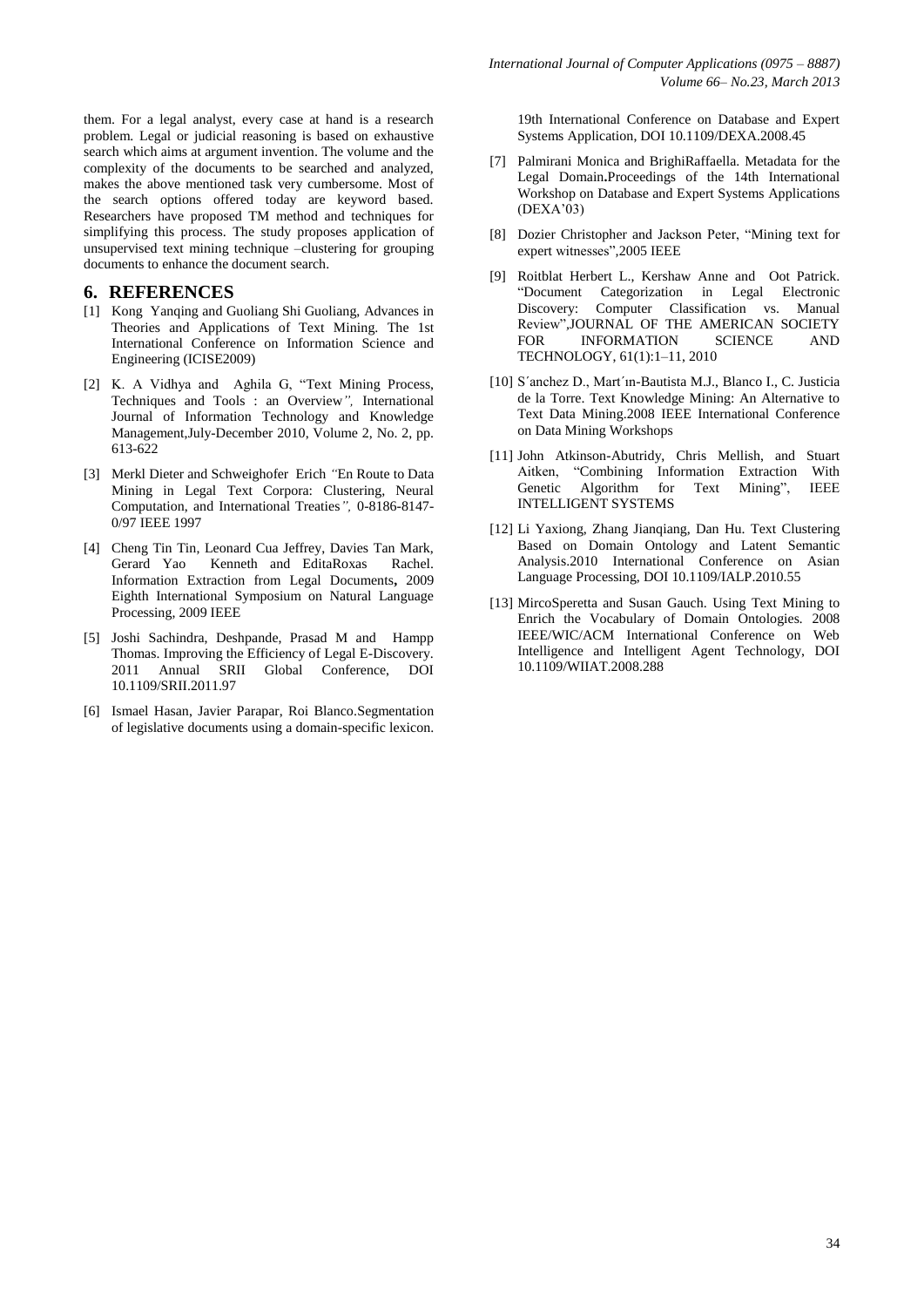them. For a legal analyst, every case at hand is a research problem. Legal or judicial reasoning is based on exhaustive search which aims at argument invention. The volume and the complexity of the documents to be searched and analyzed, makes the above mentioned task very cumbersome. Most of the search options offered today are keyword based. Researchers have proposed TM method and techniques for simplifying this process. The study proposes application of unsupervised text mining technique –clustering for grouping documents to enhance the document search.

## 6. REFERENCES

[1] Kong Yanqing and Guoliang Shi Guoliang, Advances in Theories and Applications of Text Mining. The 1st International Conference on Information Science and Engineering (ICISE2009)

[2] K. A Vidhya and Aghila G, "Text Mining Process, Techniques and Tools : an Overview*",* International Journal of Information Technology and Knowledge Management,July-December 2010, Volume 2, No. 2, pp. 613-622

[3] Merkl Dieter and Schweighofer Erich *"*En Route to Data Mining in Legal Text Corpora: Clustering, Neural Computation, and International Treaties*",* 0-8186-8147-0/97 IEEE 1997

[4] Cheng Tin Tin, Leonard Cua Jeffrey, Davies Tan Mark, Gerard Yao Kenneth and EditaRoxas Rachel. Information Extraction from Legal Documents**,** 2009 Eighth International Symposium on Natural Language Processing, 2009 IEEE

[5] Joshi Sachindra, Deshpande, Prasad M and Hampp Thomas. Improving the Efficiency of Legal E-Discovery. 2011 Annual SRII Global Conference, DOI 10.1109/SRII.2011.97

[6] Ismael Hasan, Javier Parapar, Roi Blanco.Segmentation of legislative documents using a domain-specific lexicon. 19th International Conference on Database and Expert Systems Application, DOI 10.1109/DEXA.2008.45

[7] Palmirani Monica and BrighiRaffaella. Metadata for the Legal Domain**.**Proceedings of the 14th International Workshop on Database and Expert Systems Applications (DEXA'03)

[8] Dozier Christopher and Jackson Peter, "Mining text for expert witnesses",2005 IEEE

[9] Roitblat Herbert L., Kershaw Anne and Oot Patrick. "Document Categorization in Legal Electronic Discovery: Computer Classification vs. Manual Review",JOURNAL OF THE AMERICAN SOCIETY FOR INFORMATION SCIENCE AND TECHNOLOGY, 61(1):1–11, 2010

[10] S´anchez D., Mart´ın-Bautista M.J., Blanco I., C. Justicia de la Torre. Text Knowledge Mining: An Alternative to Text Data Mining.2008 IEEE International Conference on Data Mining Workshops

[11] John Atkinson-Abutridy, Chris Mellish, and Stuart Aitken, "Combining Information Extraction With Genetic Algorithm for Text Mining", IEEE INTELLIGENT SYSTEMS

[12] Li Yaxiong, Zhang Jianqiang, Dan Hu. Text Clustering Based on Domain Ontology and Latent Semantic Analysis.2010 International Conference on Asian Language Processing, DOI 10.1109/IALP.2010.55

[13] MircoSperetta and Susan Gauch. Using Text Mining to Enrich the Vocabulary of Domain Ontologies. 2008 IEEE/WIC/ACM International Conference on Web Intelligence and Intelligent Agent Technology, DOI 10.1109/WIIAT.2008.288